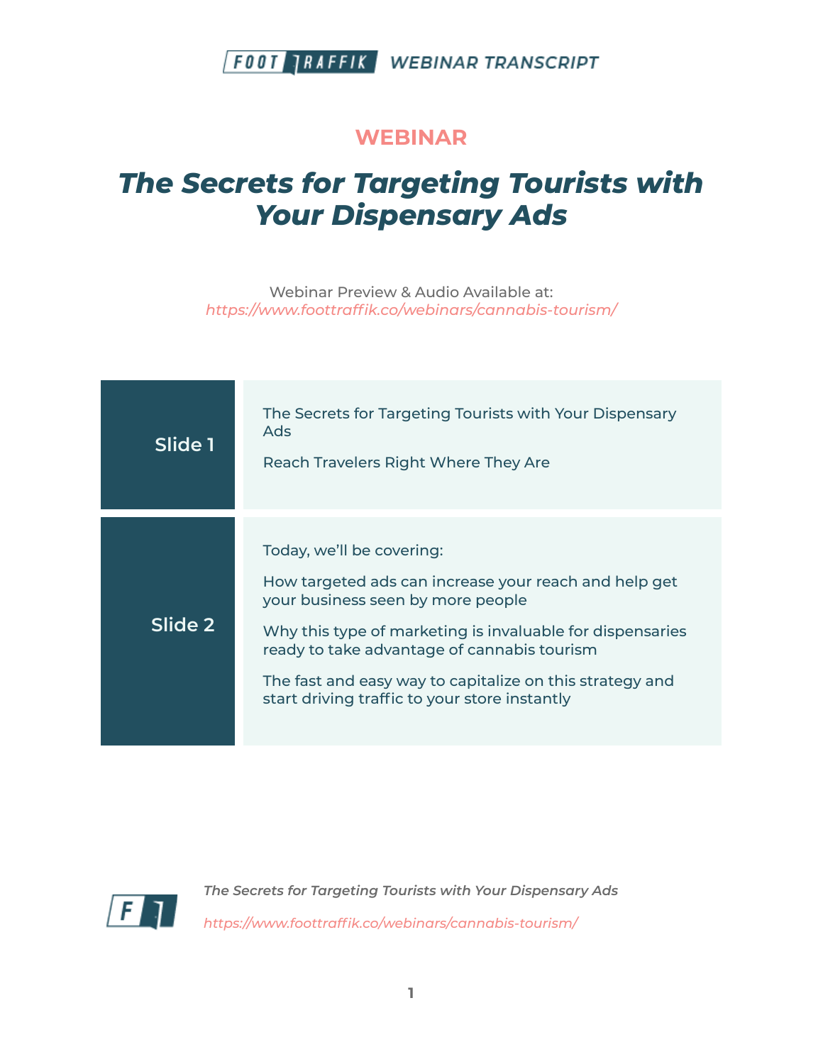FOOT TRAFFIK WEBINAR TRANSCRIPT

## WEBINAR

# *The Secrets for Targeting Tourists with Your Dispensary Ads*

Webinar Preview & Audio Available at:
*https://www.foottraffik.co/webinars/cannabis-tourism/*

| | |
|---|---|
| **Slide 1** | The Secrets for Targeting Tourists with Your Dispensary Ads<br><br>Reach Travelers Right Where They Are |
| **Slide 2** | Today, we'll be covering:<br><br>How targeted ads can increase your reach and help get your business seen by more people<br><br>Why this type of marketing is invaluable for dispensaries ready to take advantage of cannabis tourism<br><br>The fast and easy way to capitalize on this strategy and start driving traffic to your store instantly |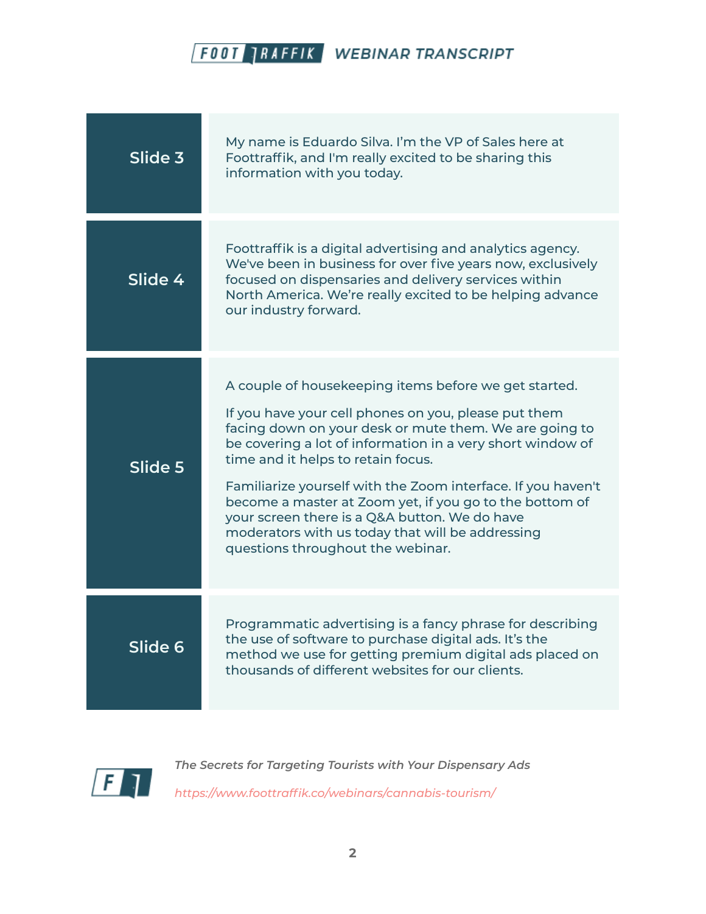| Slide | Transcript |
| --- | --- |
| Slide 3 | My name is Eduardo Silva. I'm the VP of Sales here at Foottraffik, and I'm really excited to be sharing this information with you today. |
| Slide 4 | Foottraffik is a digital advertising and analytics agency. We've been in business for over five years now, exclusively focused on dispensaries and delivery services within North America. We're really excited to be helping advance our industry forward. |
| Slide 5 | A couple of housekeeping items before we get started.<br><br>If you have your cell phones on you, please put them facing down on your desk or mute them. We are going to be covering a lot of information in a very short window of time and it helps to retain focus.<br><br>Familiarize yourself with the Zoom interface. If you haven't become a master at Zoom yet, if you go to the bottom of your screen there is a Q&A button. We do have moderators with us today that will be addressing questions throughout the webinar. |
| Slide 6 | Programmatic advertising is a fancy phrase for describing the use of software to purchase digital ads. It's the method we use for getting premium digital ads placed on thousands of different websites for our clients. |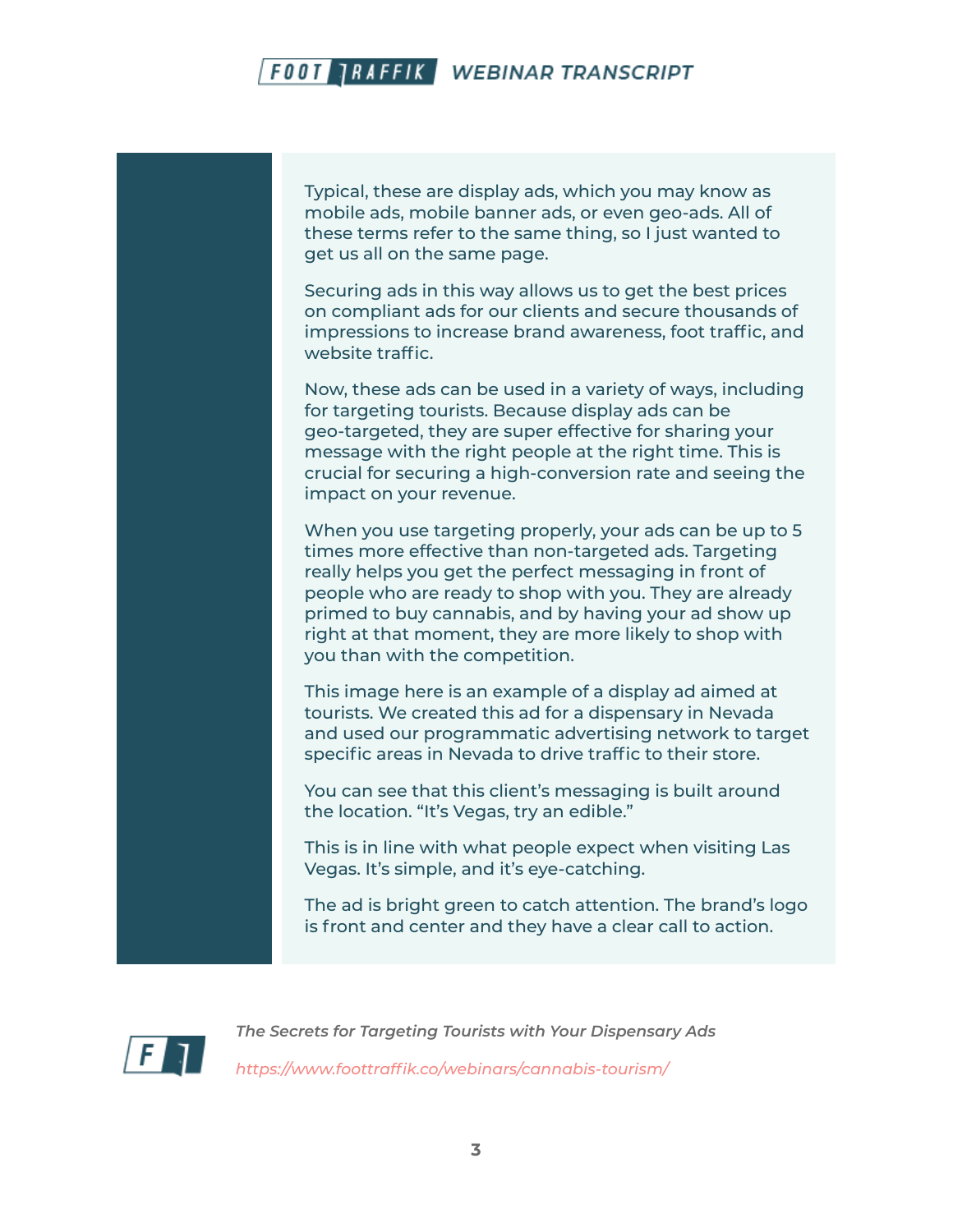Typical, these are display ads, which you may know as mobile ads, mobile banner ads, or even geo-ads. All of these terms refer to the same thing, so I just wanted to get us all on the same page.

Securing ads in this way allows us to get the best prices on compliant ads for our clients and secure thousands of impressions to increase brand awareness, foot traffic, and website traffic.

Now, these ads can be used in a variety of ways, including for targeting tourists. Because display ads can be geo-targeted, they are super effective for sharing your message with the right people at the right time. This is crucial for securing a high-conversion rate and seeing the impact on your revenue.

When you use targeting properly, your ads can be up to 5 times more effective than non-targeted ads. Targeting really helps you get the perfect messaging in front of people who are ready to shop with you. They are already primed to buy cannabis, and by having your ad show up right at that moment, they are more likely to shop with you than with the competition.

This image here is an example of a display ad aimed at tourists. We created this ad for a dispensary in Nevada and used our programmatic advertising network to target specific areas in Nevada to drive traffic to their store.

You can see that this client's messaging is built around the location. "It's Vegas, try an edible."

This is in line with what people expect when visiting Las Vegas. It's simple, and it's eye-catching.

The ad is bright green to catch attention. The brand's logo is front and center and they have a clear call to action.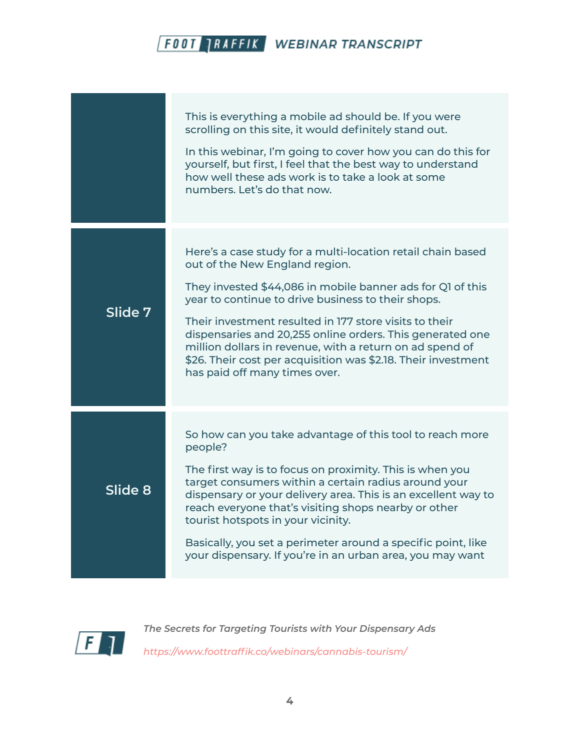This is everything a mobile ad should be. If you were scrolling on this site, it would definitely stand out.

In this webinar, I'm going to cover how you can do this for yourself, but first, I feel that the best way to understand how well these ads work is to take a look at some numbers. Let's do that now.

**Slide 7**

Here's a case study for a multi-location retail chain based out of the New England region.

They invested $44,086 in mobile banner ads for Q1 of this year to continue to drive business to their shops.

Their investment resulted in 177 store visits to their dispensaries and 20,255 online orders. This generated one million dollars in revenue, with a return on ad spend of $26. Their cost per acquisition was $2.18. Their investment has paid off many times over.

**Slide 8**

So how can you take advantage of this tool to reach more people?

The first way is to focus on proximity. This is when you target consumers within a certain radius around your dispensary or your delivery area. This is an excellent way to reach everyone that's visiting shops nearby or other tourist hotspots in your vicinity.

Basically, you set a perimeter around a specific point, like your dispensary. If you're in an urban area, you may want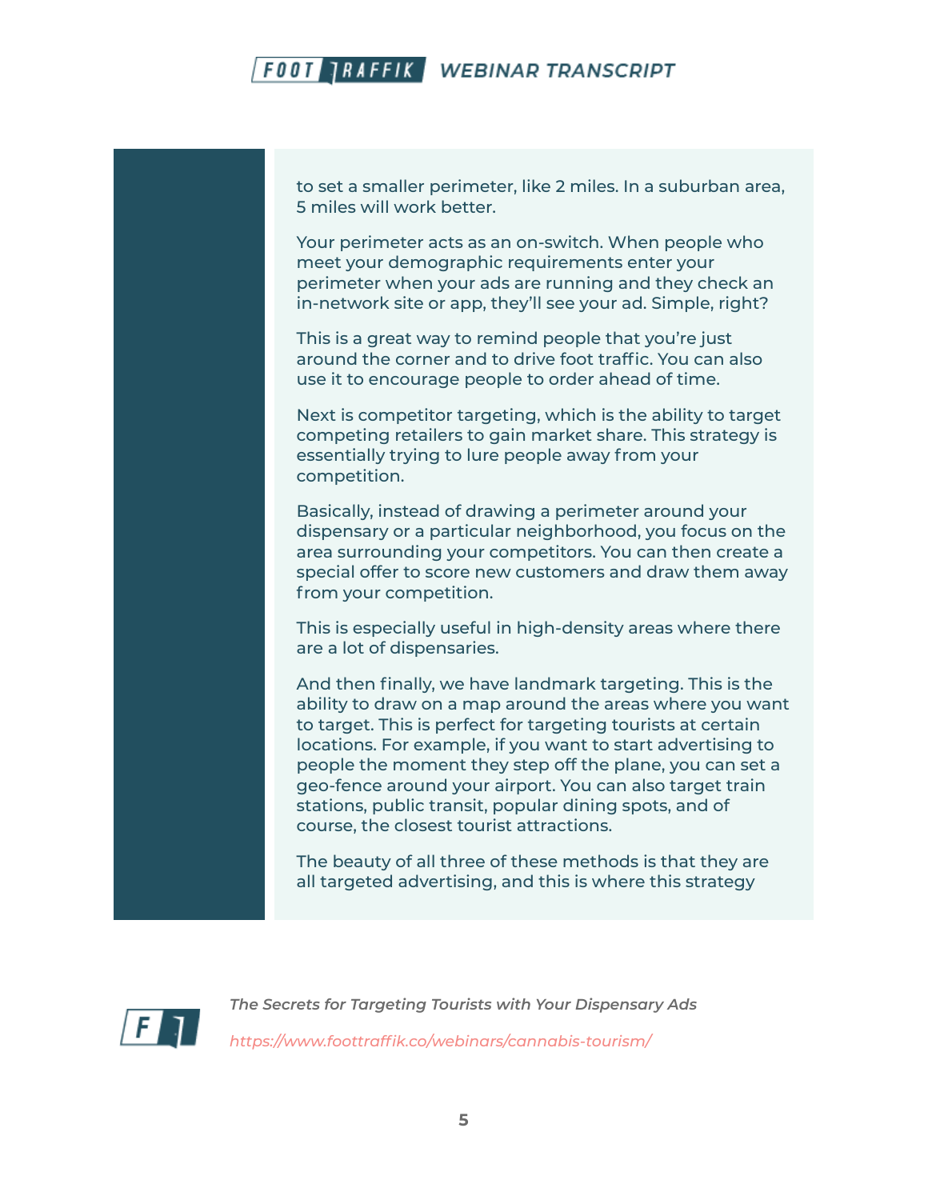to set a smaller perimeter, like 2 miles. In a suburban area, 5 miles will work better.

Your perimeter acts as an on-switch. When people who meet your demographic requirements enter your perimeter when your ads are running and they check an in-network site or app, they'll see your ad. Simple, right?

This is a great way to remind people that you're just around the corner and to drive foot traffic. You can also use it to encourage people to order ahead of time.

Next is competitor targeting, which is the ability to target competing retailers to gain market share. This strategy is essentially trying to lure people away from your competition.

Basically, instead of drawing a perimeter around your dispensary or a particular neighborhood, you focus on the area surrounding your competitors. You can then create a special offer to score new customers and draw them away from your competition.

This is especially useful in high-density areas where there are a lot of dispensaries.

And then finally, we have landmark targeting. This is the ability to draw on a map around the areas where you want to target. This is perfect for targeting tourists at certain locations. For example, if you want to start advertising to people the moment they step off the plane, you can set a geo-fence around your airport. You can also target train stations, public transit, popular dining spots, and of course, the closest tourist attractions.

The beauty of all three of these methods is that they are all targeted advertising, and this is where this strategy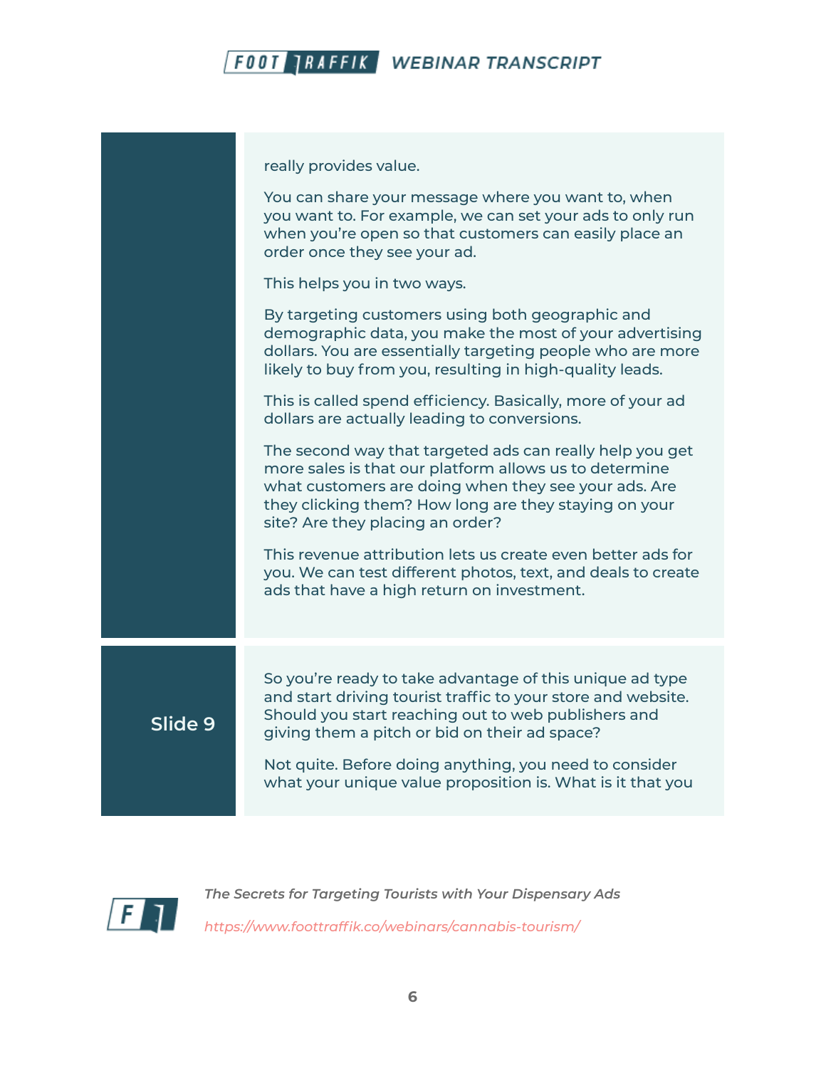really provides value.

You can share your message where you want to, when you want to. For example, we can set your ads to only run when you're open so that customers can easily place an order once they see your ad.

This helps you in two ways.

By targeting customers using both geographic and demographic data, you make the most of your advertising dollars. You are essentially targeting people who are more likely to buy from you, resulting in high-quality leads.

This is called spend efficiency. Basically, more of your ad dollars are actually leading to conversions.

The second way that targeted ads can really help you get more sales is that our platform allows us to determine what customers are doing when they see your ads. Are they clicking them? How long are they staying on your site? Are they placing an order?

This revenue attribution lets us create even better ads for you. We can test different photos, text, and deals to create ads that have a high return on investment.

**Slide 9**

So you're ready to take advantage of this unique ad type and start driving tourist traffic to your store and website. Should you start reaching out to web publishers and giving them a pitch or bid on their ad space?

Not quite. Before doing anything, you need to consider what your unique value proposition is. What is it that you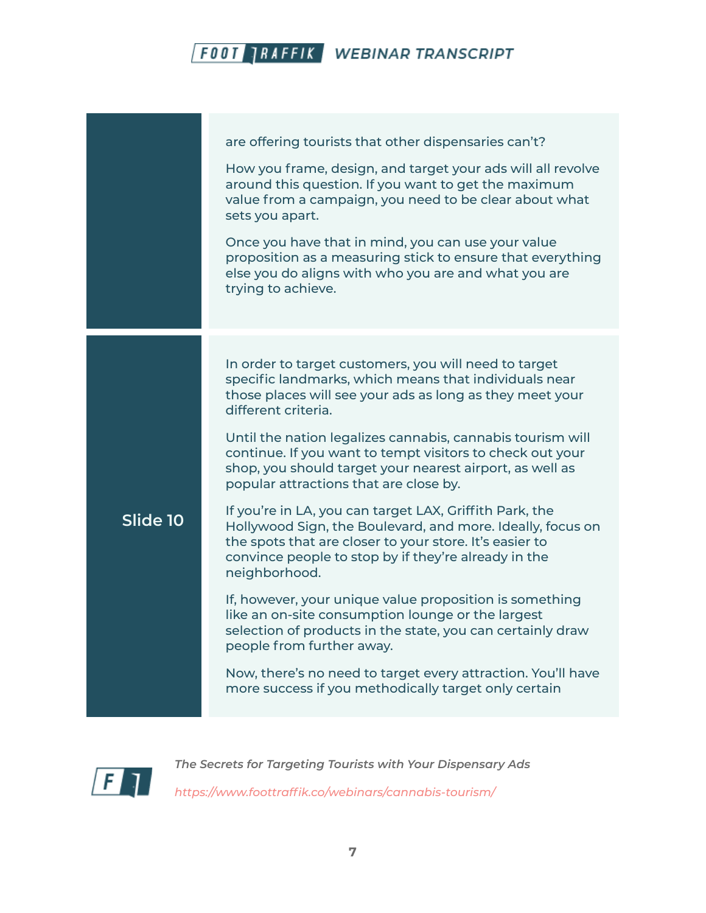are offering tourists that other dispensaries can't?

How you frame, design, and target your ads will all revolve around this question. If you want to get the maximum value from a campaign, you need to be clear about what sets you apart.

Once you have that in mind, you can use your value proposition as a measuring stick to ensure that everything else you do aligns with who you are and what you are trying to achieve.

## Slide 10

In order to target customers, you will need to target specific landmarks, which means that individuals near those places will see your ads as long as they meet your different criteria.

Until the nation legalizes cannabis, cannabis tourism will continue. If you want to tempt visitors to check out your shop, you should target your nearest airport, as well as popular attractions that are close by.

If you're in LA, you can target LAX, Griffith Park, the Hollywood Sign, the Boulevard, and more. Ideally, focus on the spots that are closer to your store. It's easier to convince people to stop by if they're already in the neighborhood.

If, however, your unique value proposition is something like an on-site consumption lounge or the largest selection of products in the state, you can certainly draw people from further away.

Now, there's no need to target every attraction. You'll have more success if you methodically target only certain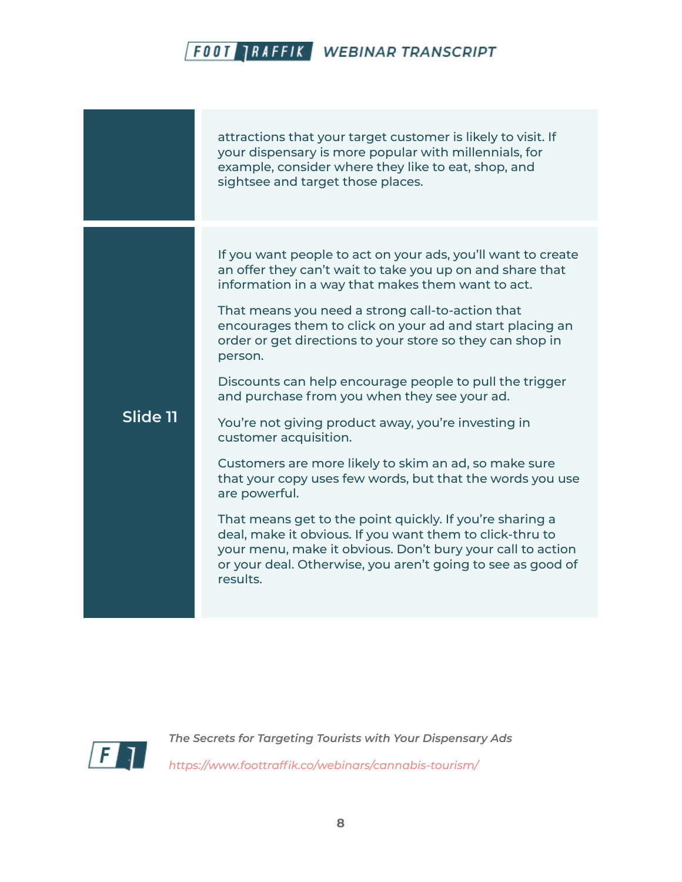| | |
|---|---|
| | attractions that your target customer is likely to visit. If your dispensary is more popular with millennials, for example, consider where they like to eat, shop, and sightsee and target those places. |
| **Slide 11** | If you want people to act on your ads, you'll want to create an offer they can't wait to take you up on and share that information in a way that makes them want to act.<br><br>That means you need a strong call-to-action that encourages them to click on your ad and start placing an order or get directions to your store so they can shop in person.<br><br>Discounts can help encourage people to pull the trigger and purchase from you when they see your ad.<br><br>You're not giving product away, you're investing in customer acquisition.<br><br>Customers are more likely to skim an ad, so make sure that your copy uses few words, but that the words you use are powerful.<br><br>That means get to the point quickly. If you're sharing a deal, make it obvious. If you want them to click-thru to your menu, make it obvious. Don't bury your call to action or your deal. Otherwise, you aren't going to see as good of results. |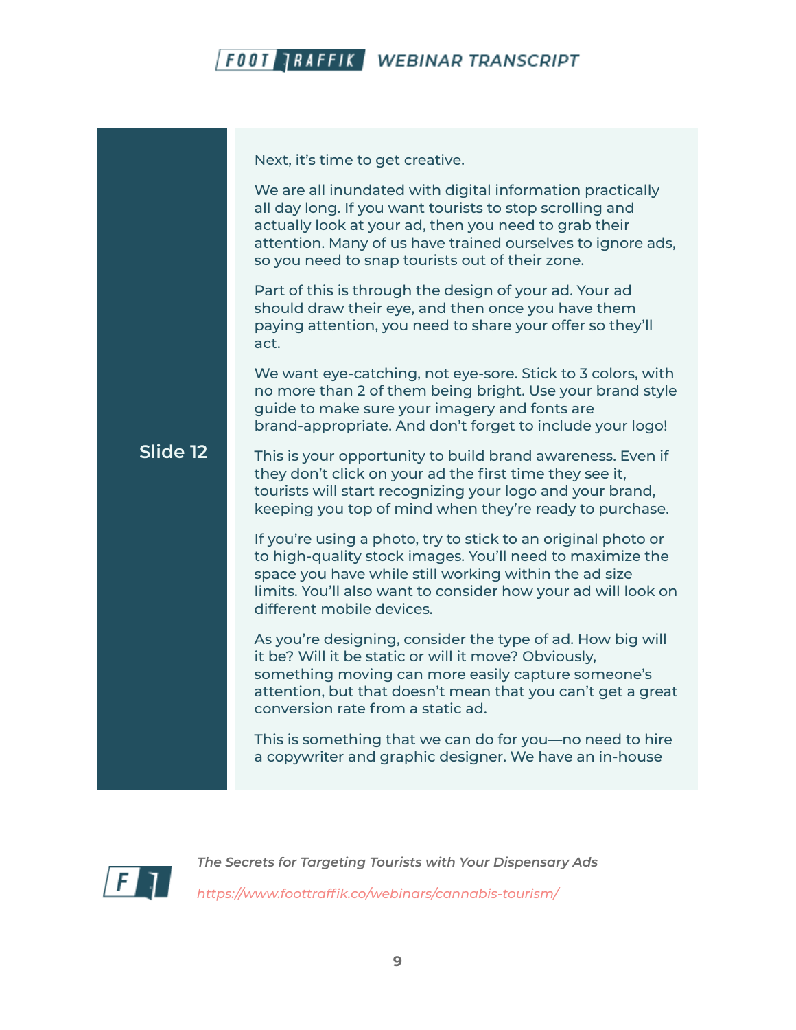**Slide 12**

Next, it's time to get creative.

We are all inundated with digital information practically all day long. If you want tourists to stop scrolling and actually look at your ad, then you need to grab their attention. Many of us have trained ourselves to ignore ads, so you need to snap tourists out of their zone.

Part of this is through the design of your ad. Your ad should draw their eye, and then once you have them paying attention, you need to share your offer so they'll act.

We want eye-catching, not eye-sore. Stick to 3 colors, with no more than 2 of them being bright. Use your brand style guide to make sure your imagery and fonts are brand-appropriate. And don't forget to include your logo!

This is your opportunity to build brand awareness. Even if they don't click on your ad the first time they see it, tourists will start recognizing your logo and your brand, keeping you top of mind when they're ready to purchase.

If you're using a photo, try to stick to an original photo or to high-quality stock images. You'll need to maximize the space you have while still working within the ad size limits. You'll also want to consider how your ad will look on different mobile devices.

As you're designing, consider the type of ad. How big will it be? Will it be static or will it move? Obviously, something moving can more easily capture someone's attention, but that doesn't mean that you can't get a great conversion rate from a static ad.

This is something that we can do for you—no need to hire a copywriter and graphic designer. We have an in-house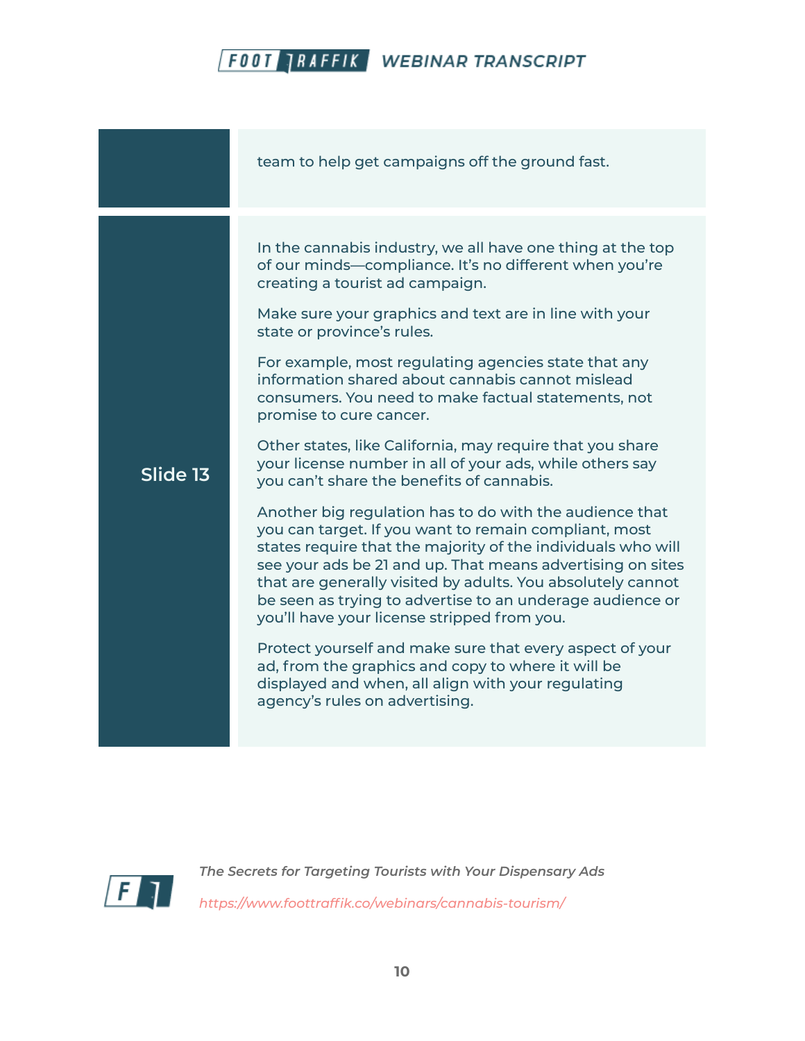| | |
|---|---|
| | team to help get campaigns off the ground fast. |
| **Slide 13** | In the cannabis industry, we all have one thing at the top of our minds—compliance. It's no different when you're creating a tourist ad campaign.<br><br>Make sure your graphics and text are in line with your state or province's rules.<br><br>For example, most regulating agencies state that any information shared about cannabis cannot mislead consumers. You need to make factual statements, not promise to cure cancer.<br><br>Other states, like California, may require that you share your license number in all of your ads, while others say you can't share the benefits of cannabis.<br><br>Another big regulation has to do with the audience that you can target. If you want to remain compliant, most states require that the majority of the individuals who will see your ads be 21 and up. That means advertising on sites that are generally visited by adults. You absolutely cannot be seen as trying to advertise to an underage audience or you'll have your license stripped from you.<br><br>Protect yourself and make sure that every aspect of your ad, from the graphics and copy to where it will be displayed and when, all align with your regulating agency's rules on advertising. |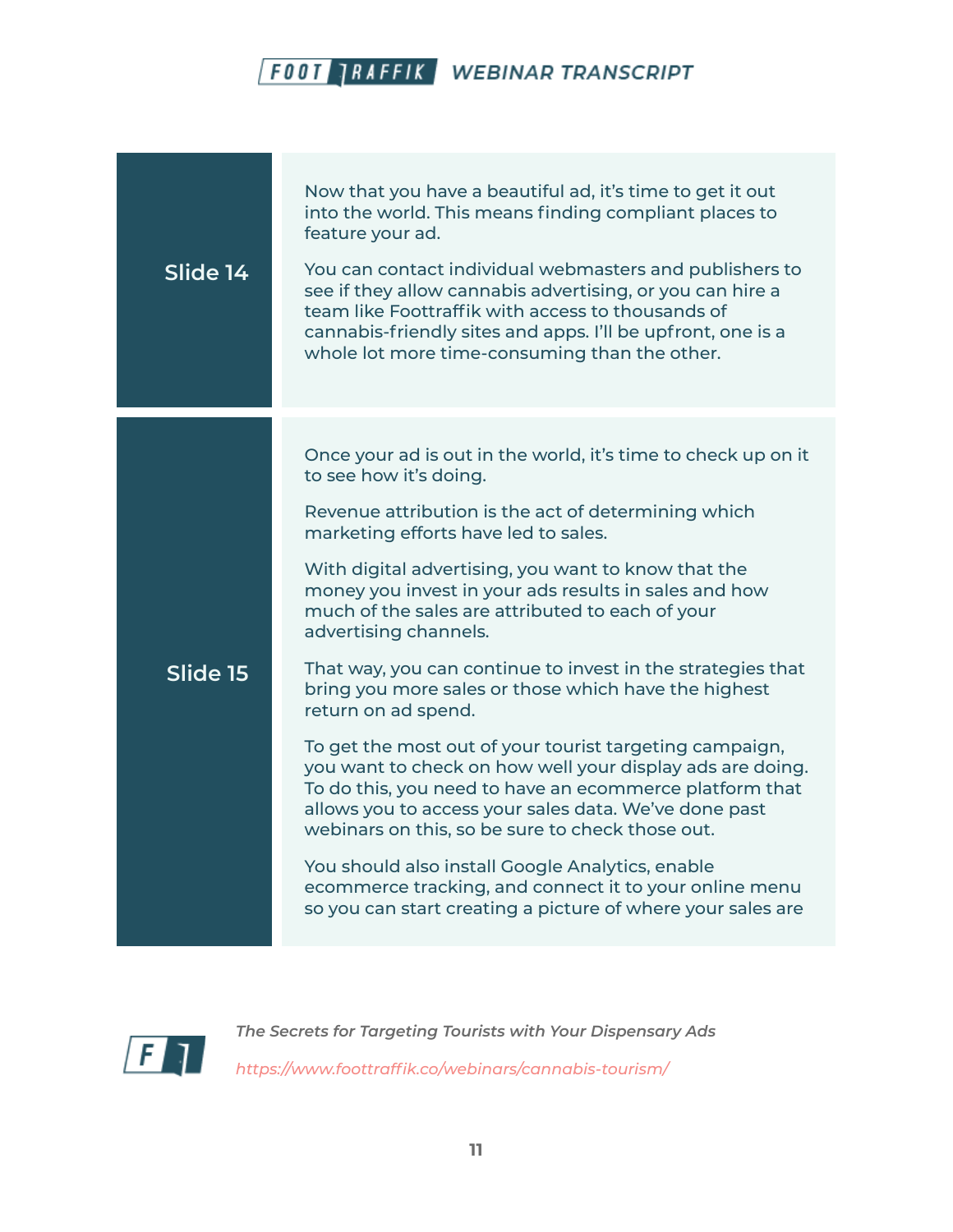| | |
|---|---|
| **Slide 14** | Now that you have a beautiful ad, it's time to get it out into the world. This means finding compliant places to feature your ad.<br><br>You can contact individual webmasters and publishers to see if they allow cannabis advertising, or you can hire a team like Foottraffik with access to thousands of cannabis-friendly sites and apps. I'll be upfront, one is a whole lot more time-consuming than the other. |
| **Slide 15** | Once your ad is out in the world, it's time to check up on it to see how it's doing.<br><br>Revenue attribution is the act of determining which marketing efforts have led to sales.<br><br>With digital advertising, you want to know that the money you invest in your ads results in sales and how much of the sales are attributed to each of your advertising channels.<br><br>That way, you can continue to invest in the strategies that bring you more sales or those which have the highest return on ad spend.<br><br>To get the most out of your tourist targeting campaign, you want to check on how well your display ads are doing. To do this, you need to have an ecommerce platform that allows you to access your sales data. We've done past webinars on this, so be sure to check those out.<br><br>You should also install Google Analytics, enable ecommerce tracking, and connect it to your online menu so you can start creating a picture of where your sales are |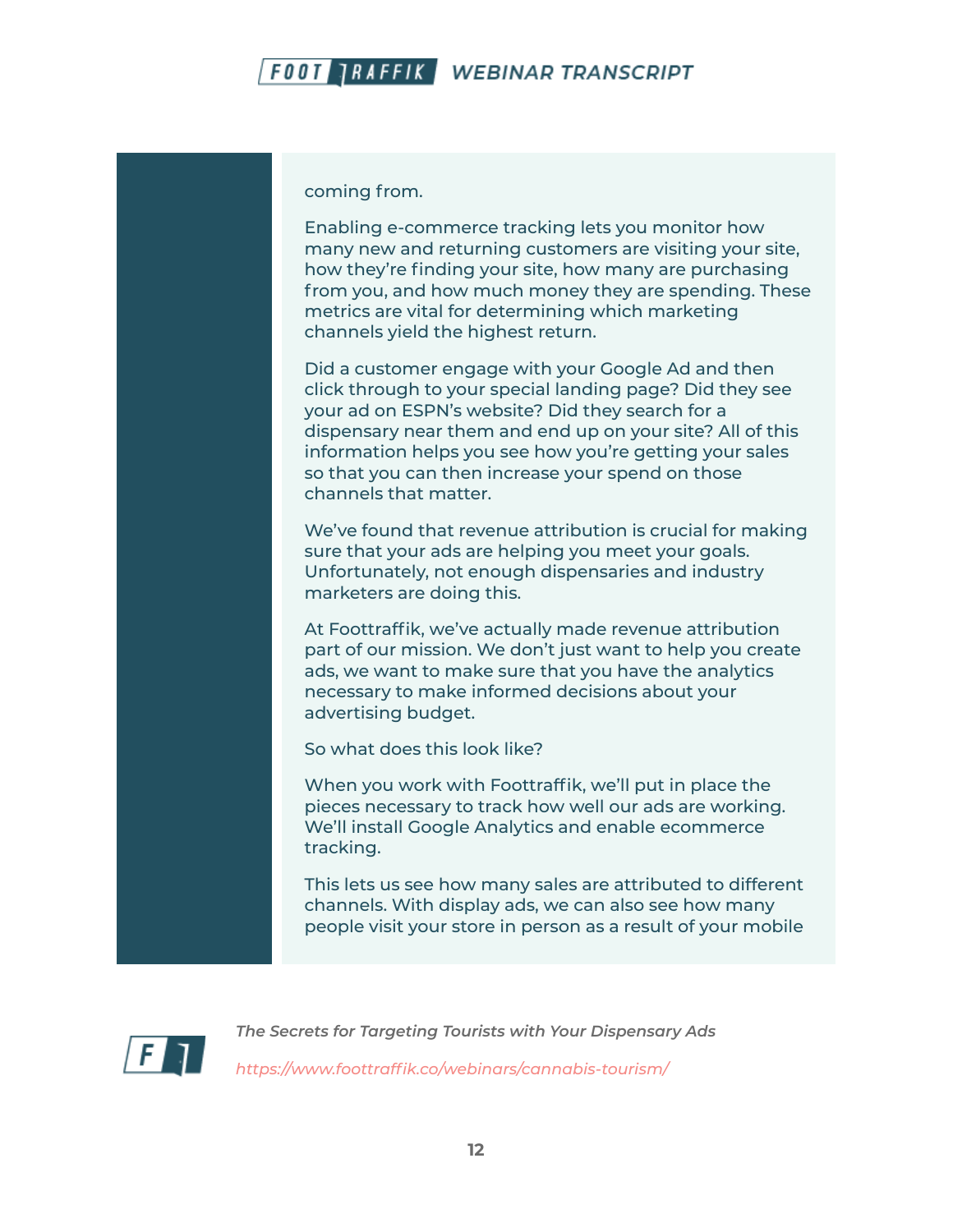coming from.

Enabling e-commerce tracking lets you monitor how many new and returning customers are visiting your site, how they're finding your site, how many are purchasing from you, and how much money they are spending. These metrics are vital for determining which marketing channels yield the highest return.

Did a customer engage with your Google Ad and then click through to your special landing page? Did they see your ad on ESPN's website? Did they search for a dispensary near them and end up on your site? All of this information helps you see how you're getting your sales so that you can then increase your spend on those channels that matter.

We've found that revenue attribution is crucial for making sure that your ads are helping you meet your goals. Unfortunately, not enough dispensaries and industry marketers are doing this.

At Foottraffik, we've actually made revenue attribution part of our mission. We don't just want to help you create ads, we want to make sure that you have the analytics necessary to make informed decisions about your advertising budget.

So what does this look like?

When you work with Foottraffik, we'll put in place the pieces necessary to track how well our ads are working. We'll install Google Analytics and enable ecommerce tracking.

This lets us see how many sales are attributed to different channels. With display ads, we can also see how many people visit your store in person as a result of your mobile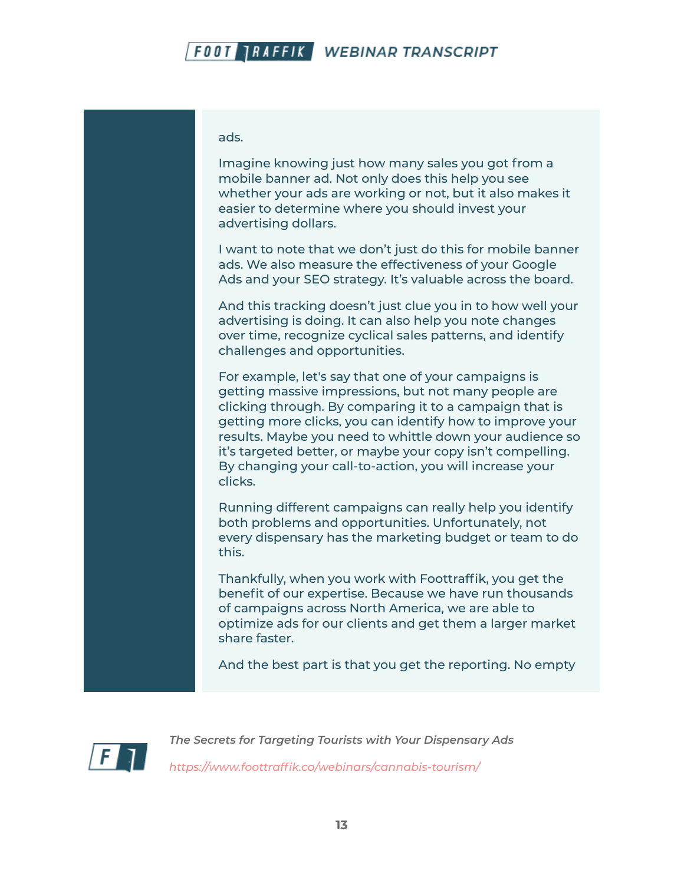ads.

Imagine knowing just how many sales you got from a mobile banner ad. Not only does this help you see whether your ads are working or not, but it also makes it easier to determine where you should invest your advertising dollars.

I want to note that we don't just do this for mobile banner ads. We also measure the effectiveness of your Google Ads and your SEO strategy. It's valuable across the board.

And this tracking doesn't just clue you in to how well your advertising is doing. It can also help you note changes over time, recognize cyclical sales patterns, and identify challenges and opportunities.

For example, let's say that one of your campaigns is getting massive impressions, but not many people are clicking through. By comparing it to a campaign that is getting more clicks, you can identify how to improve your results. Maybe you need to whittle down your audience so it's targeted better, or maybe your copy isn't compelling. By changing your call-to-action, you will increase your clicks.

Running different campaigns can really help you identify both problems and opportunities. Unfortunately, not every dispensary has the marketing budget or team to do this.

Thankfully, when you work with Foottraffik, you get the benefit of our expertise. Because we have run thousands of campaigns across North America, we are able to optimize ads for our clients and get them a larger market share faster.

And the best part is that you get the reporting. No empty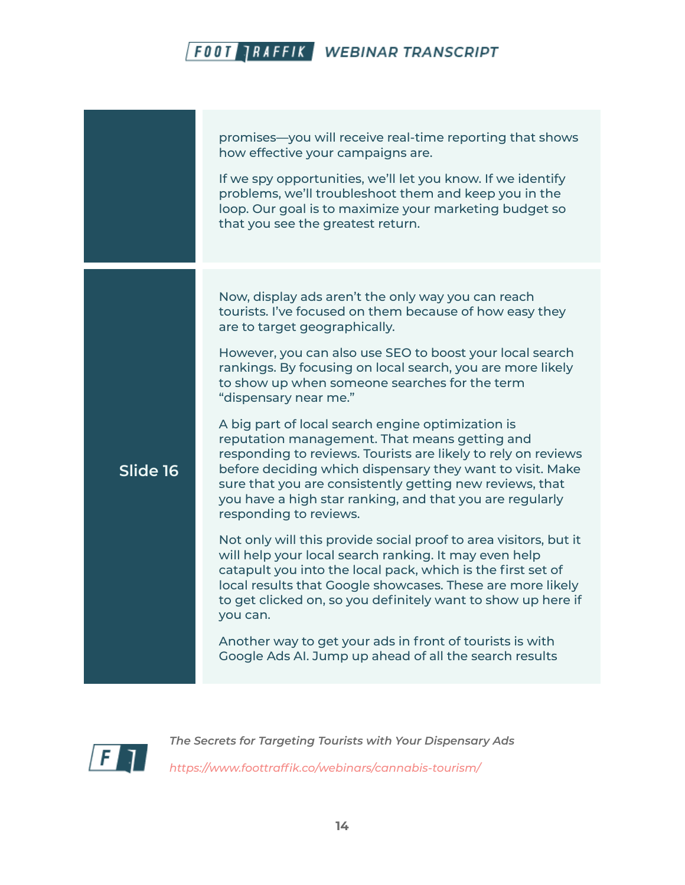promises—you will receive real-time reporting that shows how effective your campaigns are.

If we spy opportunities, we'll let you know. If we identify problems, we'll troubleshoot them and keep you in the loop. Our goal is to maximize your marketing budget so that you see the greatest return.

**Slide 16**

Now, display ads aren't the only way you can reach tourists. I've focused on them because of how easy they are to target geographically.

However, you can also use SEO to boost your local search rankings. By focusing on local search, you are more likely to show up when someone searches for the term "dispensary near me."

A big part of local search engine optimization is reputation management. That means getting and responding to reviews. Tourists are likely to rely on reviews before deciding which dispensary they want to visit. Make sure that you are consistently getting new reviews, that you have a high star ranking, and that you are regularly responding to reviews.

Not only will this provide social proof to area visitors, but it will help your local search ranking. It may even help catapult you into the local pack, which is the first set of local results that Google showcases. These are more likely to get clicked on, so you definitely want to show up here if you can.

Another way to get your ads in front of tourists is with Google Ads AI. Jump up ahead of all the search results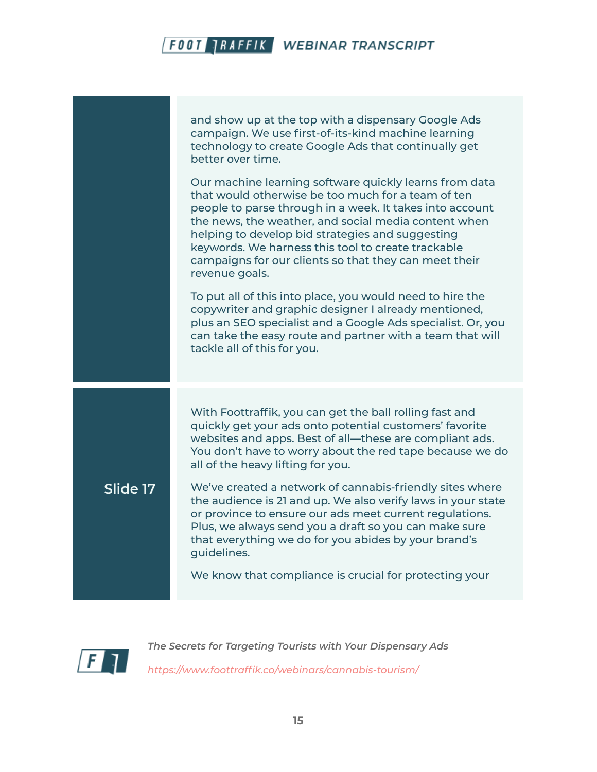and show up at the top with a dispensary Google Ads campaign. We use first-of-its-kind machine learning technology to create Google Ads that continually get better over time.

Our machine learning software quickly learns from data that would otherwise be too much for a team of ten people to parse through in a week. It takes into account the news, the weather, and social media content when helping to develop bid strategies and suggesting keywords. We harness this tool to create trackable campaigns for our clients so that they can meet their revenue goals.

To put all of this into place, you would need to hire the copywriter and graphic designer I already mentioned, plus an SEO specialist and a Google Ads specialist. Or, you can take the easy route and partner with a team that will tackle all of this for you.

**Slide 17**

With Foottraffik, you can get the ball rolling fast and quickly get your ads onto potential customers' favorite websites and apps. Best of all—these are compliant ads. You don't have to worry about the red tape because we do all of the heavy lifting for you.

We've created a network of cannabis-friendly sites where the audience is 21 and up. We also verify laws in your state or province to ensure our ads meet current regulations. Plus, we always send you a draft so you can make sure that everything we do for you abides by your brand's guidelines.

We know that compliance is crucial for protecting your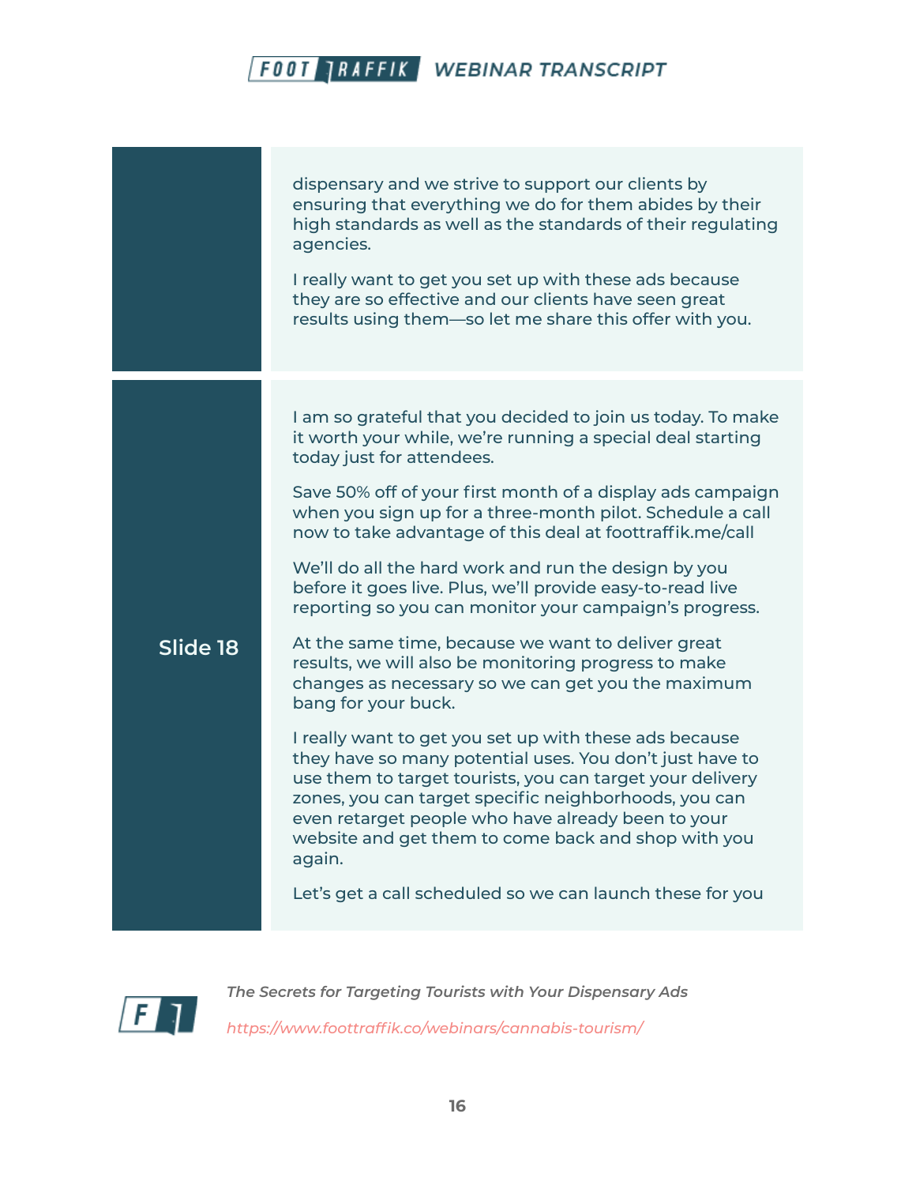dispensary and we strive to support our clients by ensuring that everything we do for them abides by their high standards as well as the standards of their regulating agencies.

I really want to get you set up with these ads because they are so effective and our clients have seen great results using them—so let me share this offer with you.

**Slide 18**

I am so grateful that you decided to join us today. To make it worth your while, we're running a special deal starting today just for attendees.

Save 50% off of your first month of a display ads campaign when you sign up for a three-month pilot. Schedule a call now to take advantage of this deal at foottraffik.me/call

We'll do all the hard work and run the design by you before it goes live. Plus, we'll provide easy-to-read live reporting so you can monitor your campaign's progress.

At the same time, because we want to deliver great results, we will also be monitoring progress to make changes as necessary so we can get you the maximum bang for your buck.

I really want to get you set up with these ads because they have so many potential uses. You don't just have to use them to target tourists, you can target your delivery zones, you can target specific neighborhoods, you can even retarget people who have already been to your website and get them to come back and shop with you again.

Let's get a call scheduled so we can launch these for you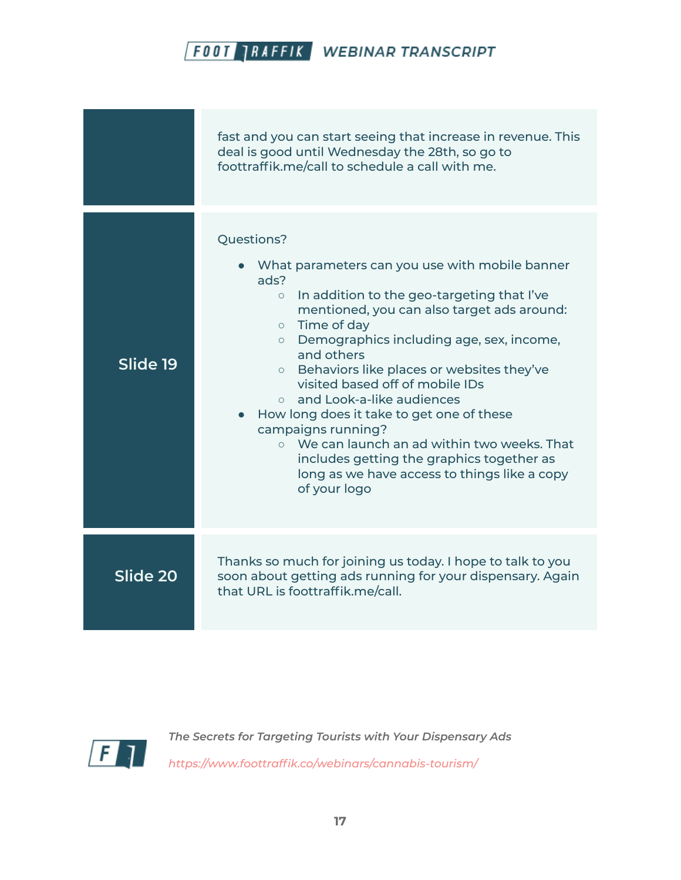| | |
|---|---|
| | fast and you can start seeing that increase in revenue. This deal is good until Wednesday the 28th, so go to foottraffik.me/call to schedule a call with me. |
| **Slide 19** | Questions?<br>• What parameters can you use with mobile banner ads?<br>&nbsp;&nbsp;&nbsp;&nbsp;○ In addition to the geo-targeting that I've mentioned, you can also target ads around:<br>&nbsp;&nbsp;&nbsp;&nbsp;○ Time of day<br>&nbsp;&nbsp;&nbsp;&nbsp;○ Demographics including age, sex, income, and others<br>&nbsp;&nbsp;&nbsp;&nbsp;○ Behaviors like places or websites they've visited based off of mobile IDs<br>&nbsp;&nbsp;&nbsp;&nbsp;○ and Look-a-like audiences<br>• How long does it take to get one of these campaigns running?<br>&nbsp;&nbsp;&nbsp;&nbsp;○ We can launch an ad within two weeks. That includes getting the graphics together as long as we have access to things like a copy of your logo |
| **Slide 20** | Thanks so much for joining us today. I hope to talk to you soon about getting ads running for your dispensary. Again that URL is foottraffik.me/call. |